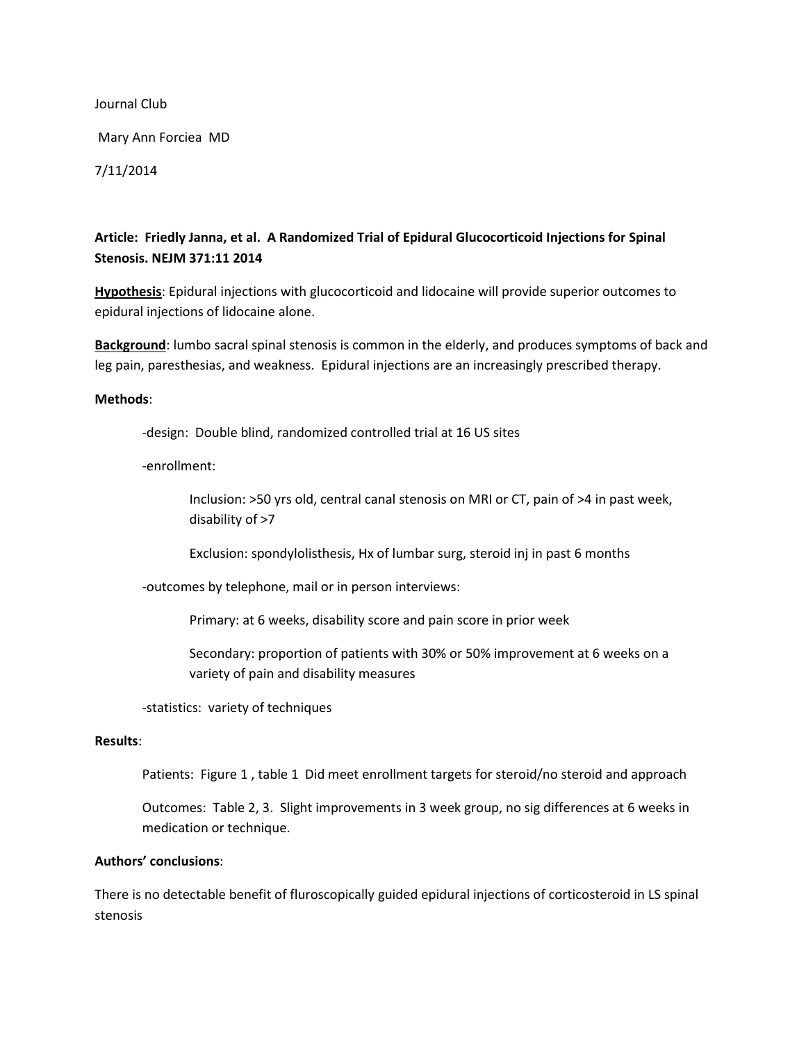Journal Club

Mary Ann Forciea MD

7/11/2014

**Article: Friedly Janna, et al. A Randomized Trial of Epidural Glucocorticoid Injections for Spinal Stenosis. NEJM 371:11 2014**

**Hypothesis**: Epidural injections with glucocorticoid and lidocaine will provide superior outcomes to epidural injections of lidocaine alone.

**Background**: lumbo sacral spinal stenosis is common in the elderly, and produces symptoms of back and leg pain, paresthesias, and weakness. Epidural injections are an increasingly prescribed therapy.

**Methods**:

-design: Double blind, randomized controlled trial at 16 US sites

-enrollment:

Inclusion: >50 yrs old, central canal stenosis on MRI or CT, pain of >4 in past week, disability of >7

Exclusion: spondylolisthesis, Hx of lumbar surg, steroid inj in past 6 months

-outcomes by telephone, mail or in person interviews:

Primary: at 6 weeks, disability score and pain score in prior week

Secondary: proportion of patients with 30% or 50% improvement at 6 weeks on a variety of pain and disability measures

-statistics: variety of techniques

**Results**:

Patients: Figure 1 , table 1 Did meet enrollment targets for steroid/no steroid and approach

Outcomes: Table 2, 3. Slight improvements in 3 week group, no sig differences at 6 weeks in medication or technique.

**Authors' conclusions**:

There is no detectable benefit of fluroscopically guided epidural injections of corticosteroid in LS spinal stenosis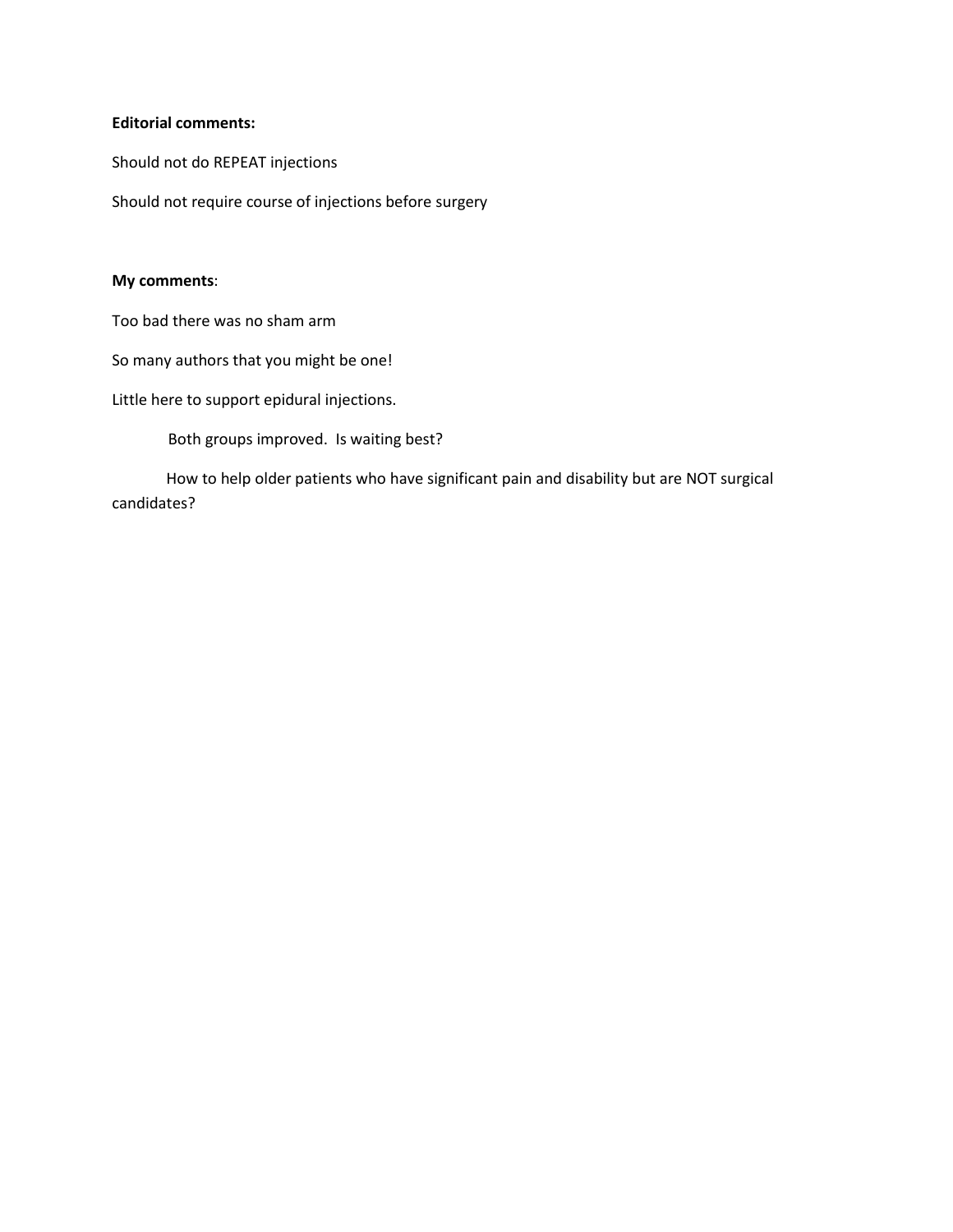**Editorial comments:**

Should not do REPEAT injections

Should not require course of injections before surgery

**My comments**:

Too bad there was no sham arm

So many authors that you might be one!

Little here to support epidural injections.

Both groups improved. Is waiting best?

How to help older patients who have significant pain and disability but are NOT surgical candidates?